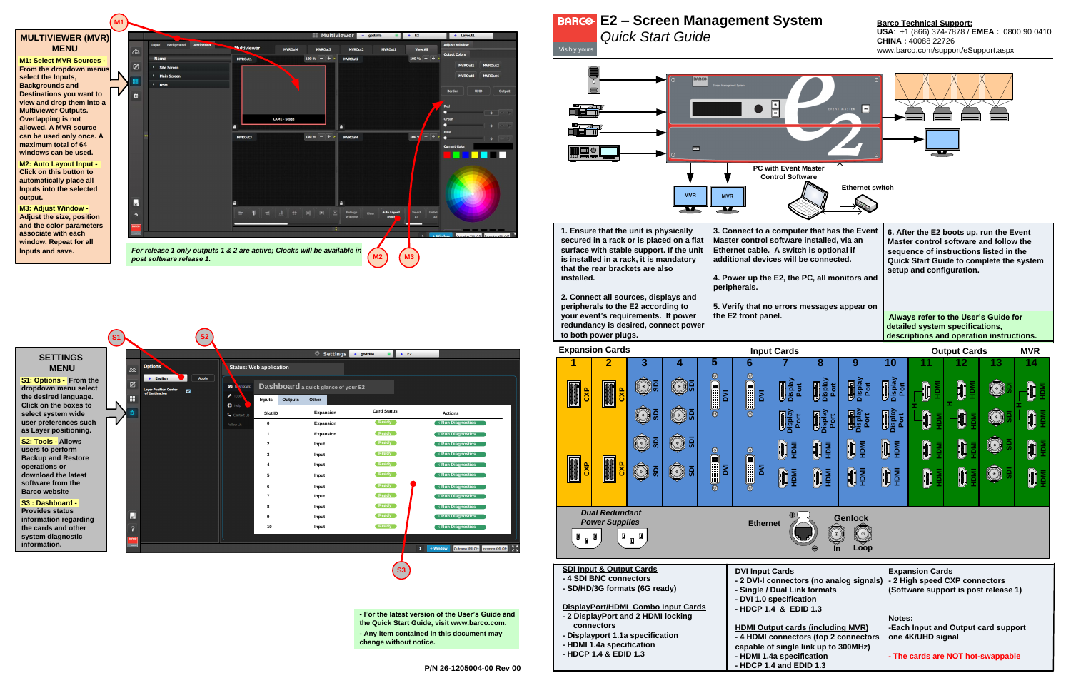# E2 – Screen Management System

*Quick Start Guide*

**Barco Technical Support:**
**USA**: +1 (866) 374-7878 / **EMEA :** 0800 90 0410
**CHINA :** 40088 22726
www.barco.com/support/eSupport.aspx

## MULTIVIEWER (MVR) MENU

**M1: Select MVR Sources -** From the dropdown menus select the Inputs, Backgrounds and Destinations you want to view and drop them into a Multiviewer Outputs. Overlapping is not allowed. A MVR source can be used only once. A maximum total of 64 windows can be used.

**M2: Auto Layout Input -** Click on this button to automatically place all Inputs into the selected output.

**M3: Adjust Window -** Adjust the size, position and the color parameters associate with each window. Repeat for all Inputs and save.

*For release 1 only outputs 1 & 2 are active; Clocks will be available in post software release 1.*

## SETTINGS MENU

**S1: Options -** From the dropdown menu select the desired language. Click on the boxes to select system wide user preferences such as Layer positioning.

**S2: Tools -** Allows users to perform Backup and Restore operations or download the latest software from the Barco website

**S3 : Dashboard -** Provides status information regarding the cards and other system diagnostic information.

1. Ensure that the unit is physically secured in a rack or is placed on a flat surface with stable support. If the unit is installed in a rack, it is mandatory that the rear brackets are also installed.

2. Connect all sources, displays and peripherals to the E2 according to your event's requirements. If power redundancy is desired, connect power to both power plugs.

3. Connect to a computer that has the Event Master control software installed, via an Ethernet cable. A switch is optional if additional devices will be connected.

4. Power up the E2, the PC, all monitors and peripherals.

5. Verify that no errors messages appear on the E2 front panel.

6. After the E2 boots up, run the Event Master control software and follow the sequence of instructions listed in the Quick Start Guide to complete the system setup and configuration.

**Always refer to the User's Guide for detailed system specifications, descriptions and operation instructions.**

PC with Event Master Control Software

Ethernet switch

## Expansion Cards / Input Cards / Output Cards / MVR

| Slot | Type |
|---|---|
| 1 | CXP (Expansion) |
| 2 | CXP (Expansion) |
| 3 | SDI (Input) |
| 4 | SDI (Input) |
| 5 | DVI (Input) |
| 6 | DVI (Input) |
| 7 | Display Port / HDMI (Input) |
| 8 | Display Port / HDMI (Input) |
| 9 | Display Port / HDMI (Input) |
| 10 | Display Port / HDMI (Input) |
| 11 | HDMI (Output) |
| 12 | HDMI (Output) |
| 13 | SDI (Output) |
| 14 | HDMI (MVR) |

*Dual Redundant Power Supplies* — Ethernet — Genlock (In, Loop)

**SDI Input & Output Cards**
- 4 SDI BNC connectors
- SD/HD/3G formats (6G ready)

**DisplayPort/HDMI Combo Input Cards**
- 2 DisplayPort and 2 HDMI locking connectors
- Displayport 1.1a specification
- HDMI 1.4a specification
- HDCP 1.4 & EDID 1.3

**DVI Input Cards**
- 2 DVI-I connectors (no analog signals)
- Single / Dual Link formats
- DVI 1.0 specification
- HDCP 1.4 & EDID 1.3

**HDMI Output cards (including MVR)**
- 4 HDMI connectors (top 2 connectors capable of single link up to 300MHz)
- HDMI 1.4a specification
- HDCP 1.4 and EDID 1.3

**Expansion Cards**
- 2 High speed CXP connectors (Software support is post release 1)

**Notes:**
-Each Input and Output card support one 4K/UHD signal
- The cards are NOT hot-swappable

- For the latest version of the User's Guide and the Quick Start Guide, visit www.barco.com.
- Any item contained in this document may change without notice.

P/N 26-1205004-00 Rev 00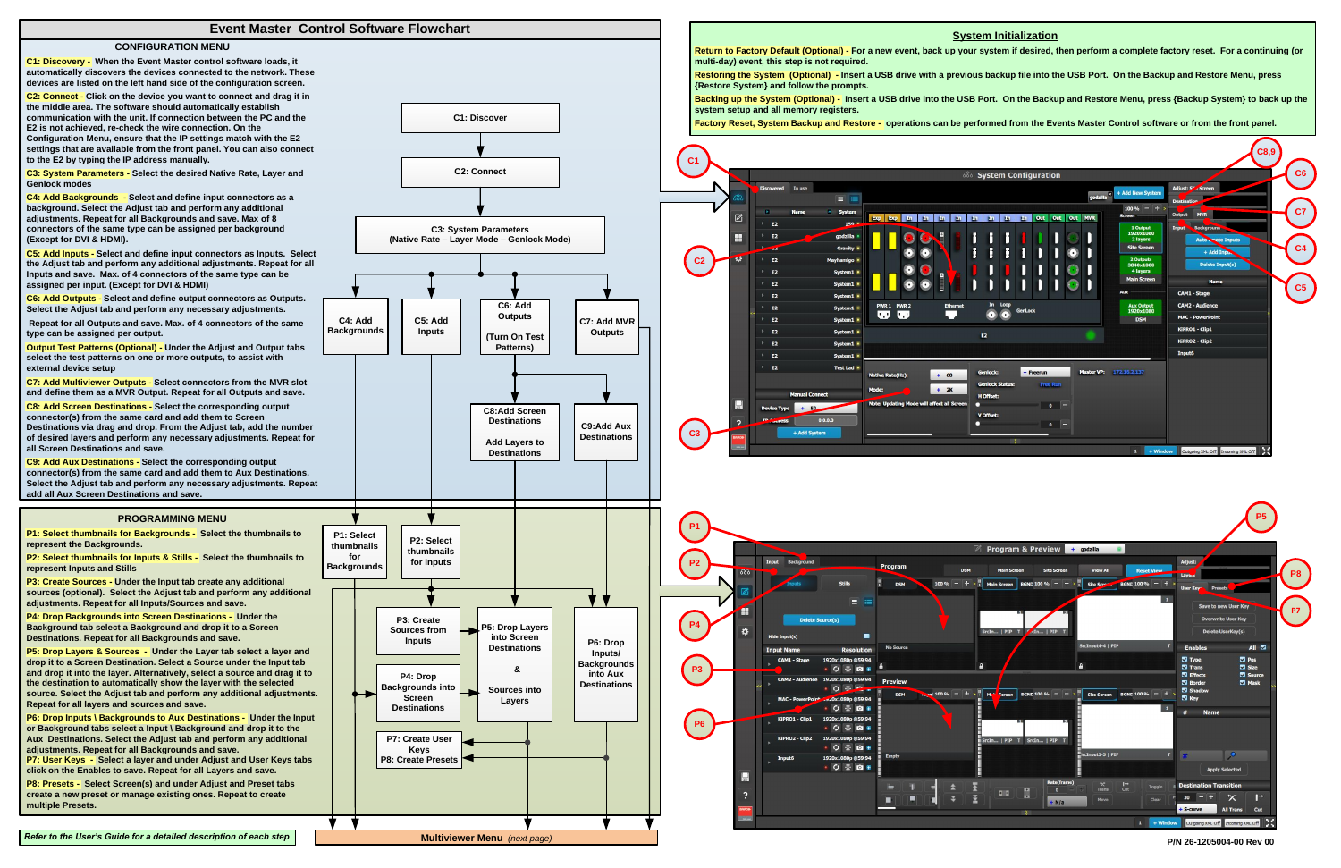# Event Master Control Software Flowchart

## CONFIGURATION MENU

**C1: Discovery -** When the Event Master control software loads, it automatically discovers the devices connected to the network. These devices are listed on the left hand side of the configuration screen.

**C2: Connect -** Click on the device you want to connect and drag it in the middle area. The software should automatically establish communication with the unit. If connection between the PC and the E2 is not achieved, re-check the wire connection. On the Configuration Menu, ensure that the IP settings match with the E2 settings that are available from the front panel. You can also connect to the E2 by typing the IP address manually.

**C3: System Parameters -** Select the desired Native Rate, Layer and Genlock modes

**C4: Add Backgrounds -** Select and define input connectors as a background. Select the Adjust tab and perform any additional adjustments. Repeat for all Backgrounds and save. Max of 8 connectors of the same type can be assigned per background (Except for DVI & HDMI).

**C5: Add Inputs -** Select and define input connectors as Inputs. Select the Adjust tab and perform any additional adjustments. Repeat for all Inputs and save. Max. of 4 connectors of the same type can be assigned per input. (Except for DVI & HDMI)

**C6: Add Outputs -** Select and define output connectors as Outputs. Select the Adjust tab and perform any necessary adjustments.

Repeat for all Outputs and save. Max. of 4 connectors of the same type can be assigned per output.

**Output Test Patterns (Optional) -** Under the Adjust and Output tabs select the test patterns on one or more outputs, to assist with external device setup

**C7: Add Multiviewer Outputs -** Select connectors from the MVR slot and define them as a MVR Output. Repeat for all Outputs and save.

**C8: Add Screen Destinations -** Select the corresponding output connector(s) from the same card and add them to Screen Destinations via drag and drop. From the Adjust tab, add the number of desired layers and perform any necessary adjustments. Repeat for all Screen Destinations and save.

**C9: Add Aux Destinations -** Select the corresponding output connector(s) from the same card and add them to Aux Destinations. Select the Adjust tab and perform any necessary adjustments. Repeat add all Aux Screen Destinations and save.

Flowchart:

- C1: Discover
- C2: Connect
- C3: System Parameters (Native Rate – Layer Mode – Genlock Mode)
- C4: Add Backgrounds
- C5: Add Inputs
- C6: Add Outputs (Turn On Test Patterns)
- C7: Add MVR Outputs
- C8:Add Screen Destinations — Add Layers to Destinations
- C9:Add Aux Destinations

## System Initialization

**Return to Factory Default (Optional) -** For a new event, back up your system if desired, then perform a complete factory reset. For a continuing (or multi-day) event, this step is not required.

**Restoring the System (Optional) -** Insert a USB drive with a previous backup file into the USB Port. On the Backup and Restore Menu, press {Restore System} and follow the prompts.

**Backing up the System (Optional) -** Insert a USB drive into the USB Port. On the Backup and Restore Menu, press {Backup System} to back up the system setup and all memory registers.

**Factory Reset, System Backup and Restore -** operations can be performed from the Events Master Control software or from the front panel.

## PROGRAMMING MENU

**P1: Select thumbnails for Backgrounds -** Select the thumbnails to represent the Backgrounds.

**P2: Select thumbnails for Inputs & Stills -** Select the thumbnails to represent Inputs and Stills

**P3: Create Sources -** Under the Input tab create any additional sources (optional). Select the Adjust tab and perform any additional adjustments. Repeat for all Sources and save.

**P4: Drop Backgrounds into Screen Destinations -** Under the Background tab select a Background and drop it to a Screen Destinations. Repeat for all Backgrounds and save.

**P5: Drop Layers & Sources -** Under the Layer tab select a layer and drop it to a Screen Destination. Select a source under the Input tab and drop it into the layer. Alternatively, select a source and drag it to the destination to automatically show the layer with the selected source. Select the Adjust tab and perform any additional adjustments. Repeat for all layers and sources and save.

**P6: Drop Inputs \ Backgrounds to Aux Destinations -** Under the Input or Background tabs select a Input \ Background and drop it to the Aux Destinations. Select the Adjust tab and perform any additional adjustments. Repeat for all Backgrounds and save.

**P7: User Keys -** Select a layer and under Adjust and User Keys tabs click on the Enables to save. Repeat for all Layers and save.

**P8: Presets -** Select Screen(s) and under Adjust and Preset tabs create a new preset or manage existing ones. Repeat to create multiple Presets.

Flowchart:

- P1: Select thumbnails for Backgrounds
- P2: Select thumbnails for Inputs
- P3: Create Sources from Inputs
- P4: Drop Backgrounds into Screen Destinations
- P5: Drop Layers into Screen Destinations & Sources into Layers
- P6: Drop Inputs/ Backgrounds into Aux Destinations
- P7: Create User Keys / P8: Create Presets

*Refer to the User's Guide for a detailed description of each step*

**Multiviewer Menu** *(next page)*

P/N 26-1205004-00 Rev 00